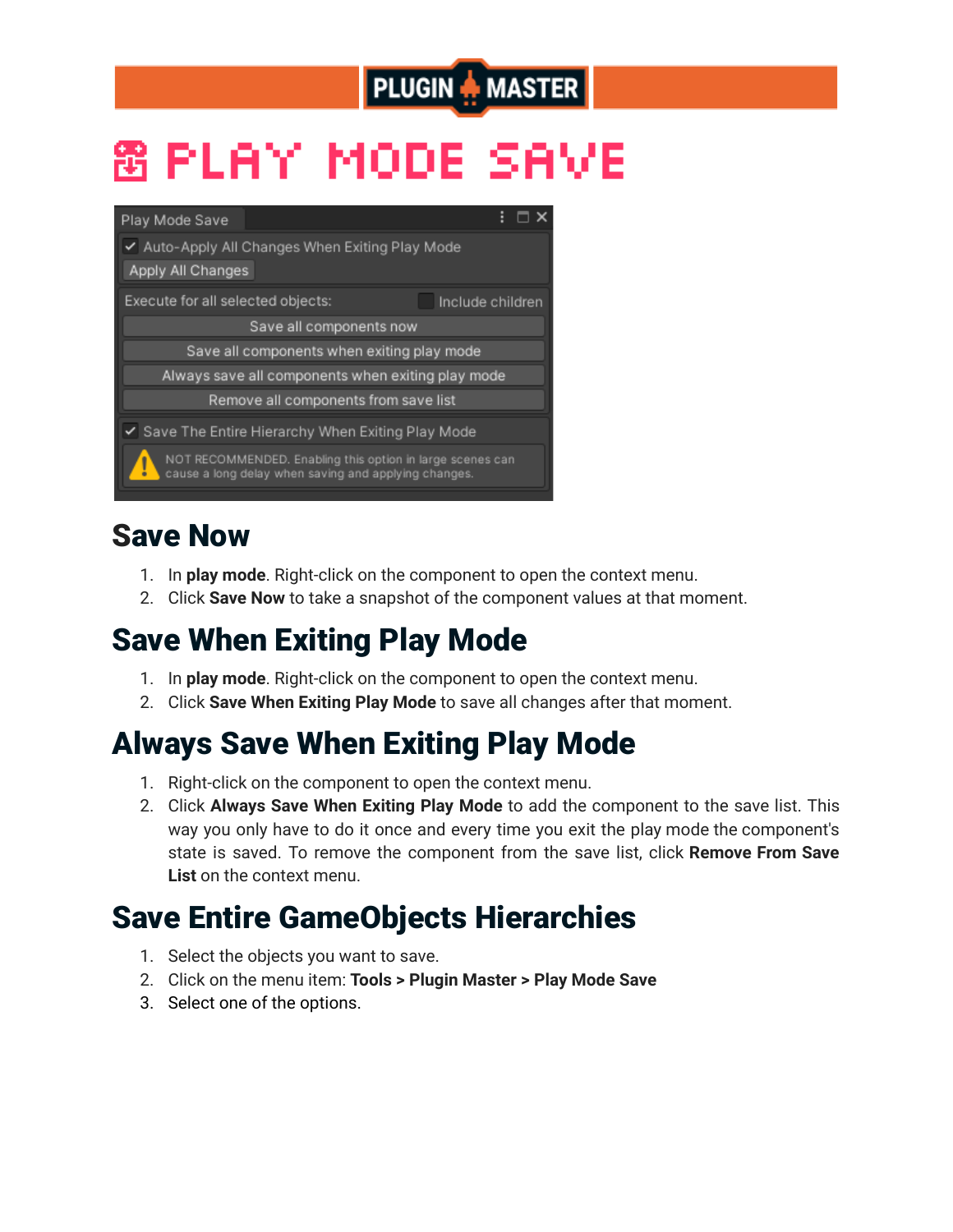# PLAY MODE SAVE

## Save Now

1. In **play mode**. Right-click on the component to open the context menu.
2. Click **Save Now** to take a snapshot of the component values at that moment.

## Save When Exiting Play Mode

1. In **play mode**. Right-click on the component to open the context menu.
2. Click **Save When Exiting Play Mode** to save all changes after that moment.

## Always Save When Exiting Play Mode

1. Right-click on the component to open the context menu.
2. Click **Always Save When Exiting Play Mode** to add the component to the save list. This way you only have to do it once and every time you exit the play mode the component's state is saved. To remove the component from the save list, click **Remove From Save List** on the context menu.

## Save Entire GameObjects Hierarchies

1. Select the objects you want to save.
2. Click on the menu item: **Tools > Plugin Master > Play Mode Save**
3. Select one of the options.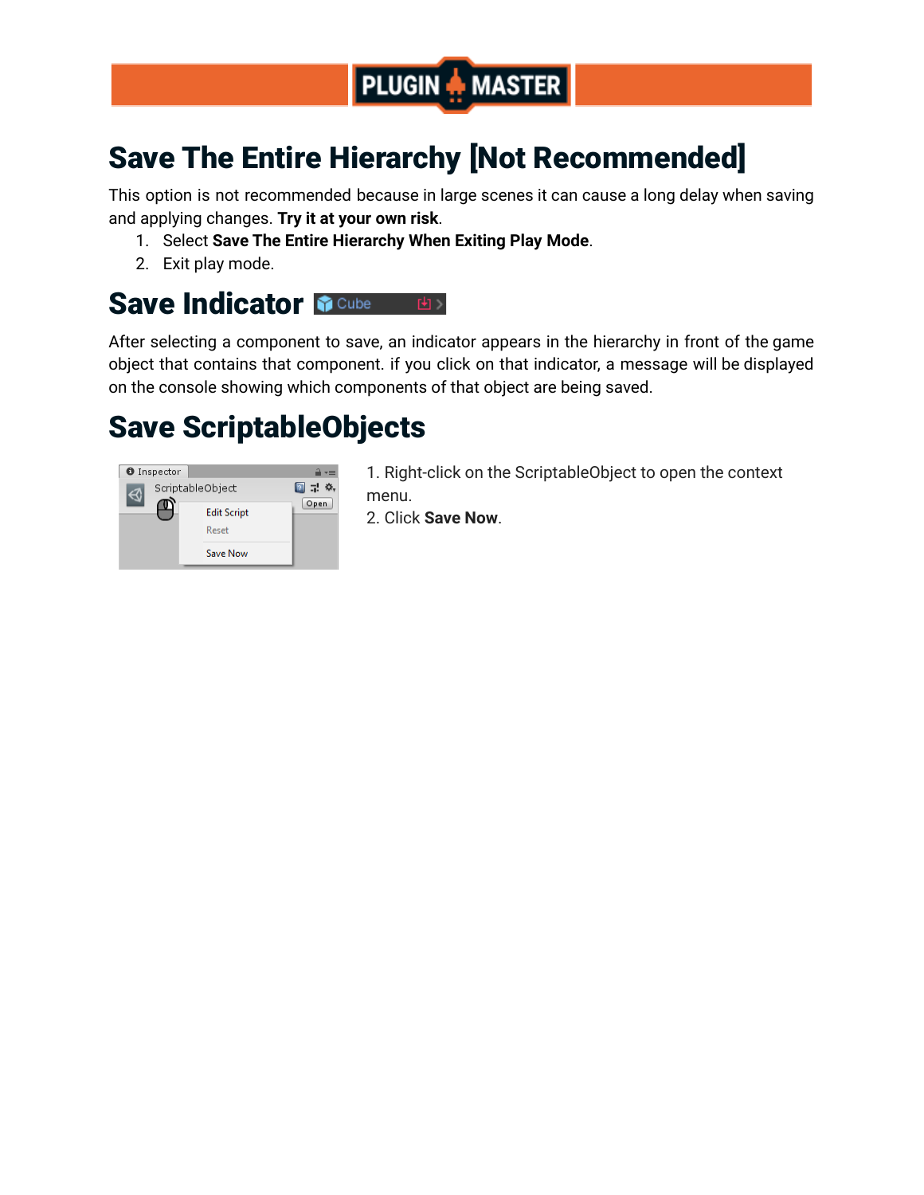# Save The Entire Hierarchy [Not Recommended]

This option is not recommended because in large scenes it can cause a long delay when saving and applying changes. **Try it at your own risk**.

1. Select **Save The Entire Hierarchy When Exiting Play Mode**.
2. Exit play mode.

# Save Indicator

After selecting a component to save, an indicator appears in the hierarchy in front of the game object that contains that component. if you click on that indicator, a message will be displayed on the console showing which components of that object are being saved.

# Save ScriptableObjects

1. Right-click on the ScriptableObject to open the context menu.
2. Click **Save Now**.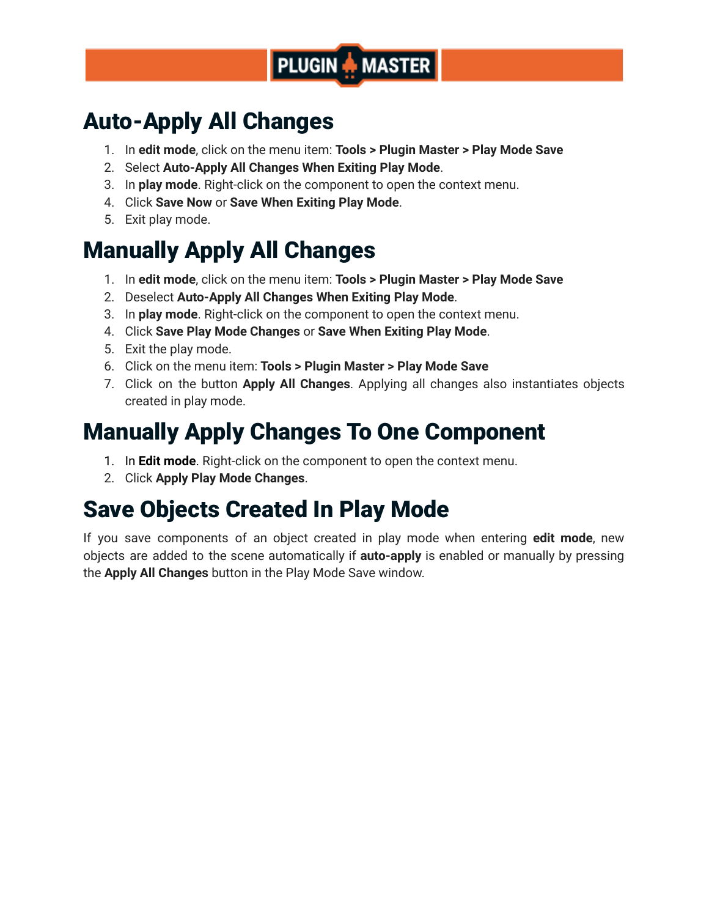# Auto-Apply All Changes

1. In **edit mode**, click on the menu item: **Tools > Plugin Master > Play Mode Save**
2. Select **Auto-Apply All Changes When Exiting Play Mode**.
3. In **play mode**. Right-click on the component to open the context menu.
4. Click **Save Now** or **Save When Exiting Play Mode**.
5. Exit play mode.

# Manually Apply All Changes

1. In **edit mode**, click on the menu item: **Tools > Plugin Master > Play Mode Save**
2. Deselect **Auto-Apply All Changes When Exiting Play Mode**.
3. In **play mode**. Right-click on the component to open the context menu.
4. Click **Save Play Mode Changes** or **Save When Exiting Play Mode**.
5. Exit the play mode.
6. Click on the menu item: **Tools > Plugin Master > Play Mode Save**
7. Click on the button **Apply All Changes**. Applying all changes also instantiates objects created in play mode.

# Manually Apply Changes To One Component

1. In **Edit mode**. Right-click on the component to open the context menu.
2. Click **Apply Play Mode Changes**.

# Save Objects Created In Play Mode

If you save components of an object created in play mode when entering **edit mode**, new objects are added to the scene automatically if **auto-apply** is enabled or manually by pressing the **Apply All Changes** button in the Play Mode Save window.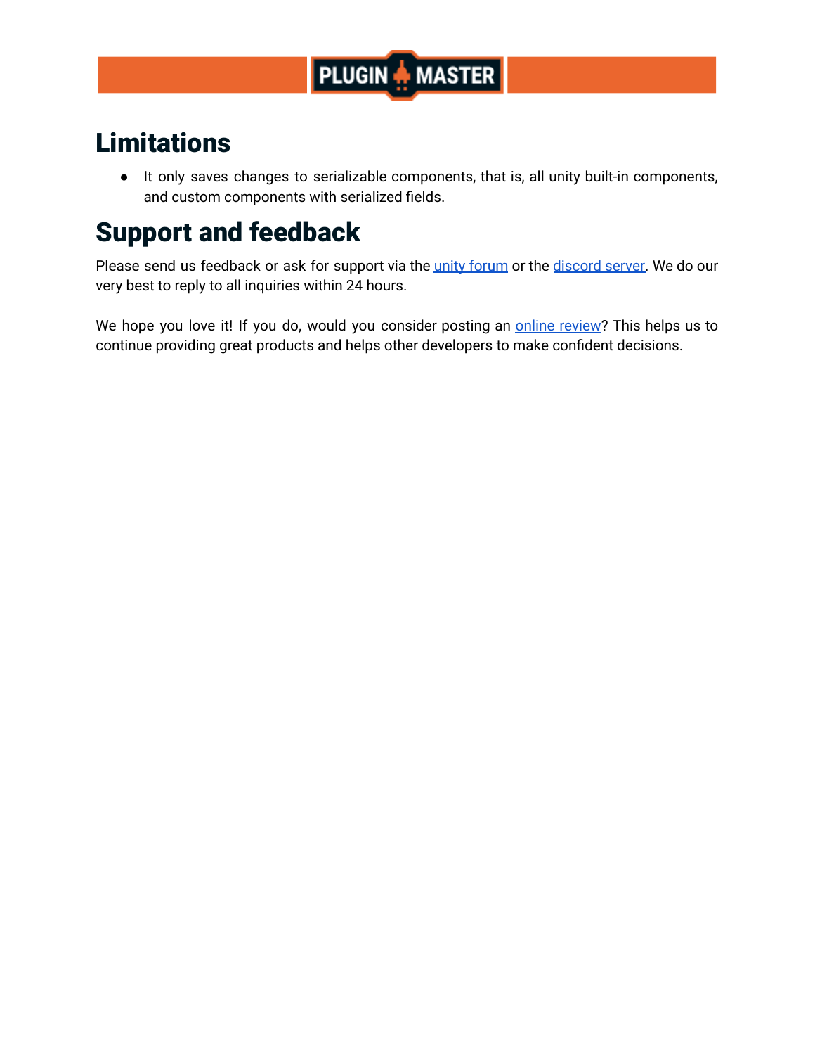# Limitations

- It only saves changes to serializable components, that is, all unity built-in components, and custom components with serialized fields.

# Support and feedback

Please send us feedback or ask for support via the unity forum or the discord server. We do our very best to reply to all inquiries within 24 hours.

We hope you love it! If you do, would you consider posting an online review? This helps us to continue providing great products and helps other developers to make confident decisions.